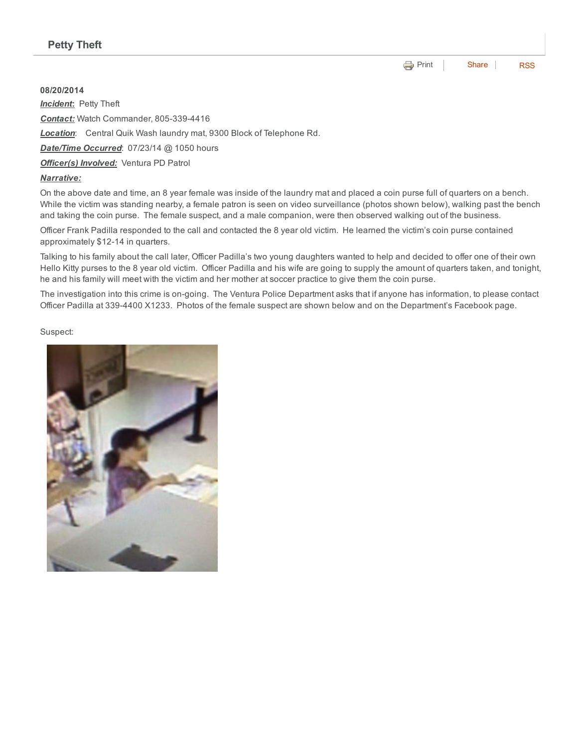## Petty Theft

Print | Share | RSS

**08/20/2014**

***Incident*:** Petty Theft

***Contact:*** Watch Commander, 805-339-4416

***Location***: Central Quik Wash laundry mat, 9300 Block of Telephone Rd.

***Date/Time Occurred***: 07/23/14 @ 1050 hours

***Officer(s) Involved:*** Ventura PD Patrol

***Narrative:***

On the above date and time, an 8 year female was inside of the laundry mat and placed a coin purse full of quarters on a bench. While the victim was standing nearby, a female patron is seen on video surveillance (photos shown below), walking past the bench and taking the coin purse. The female suspect, and a male companion, were then observed walking out of the business.

Officer Frank Padilla responded to the call and contacted the 8 year old victim. He learned the victim's coin purse contained approximately $12-14 in quarters.

Talking to his family about the call later, Officer Padilla's two young daughters wanted to help and decided to offer one of their own Hello Kitty purses to the 8 year old victim. Officer Padilla and his wife are going to supply the amount of quarters taken, and tonight, he and his family will meet with the victim and her mother at soccer practice to give them the coin purse.

The investigation into this crime is on-going. The Ventura Police Department asks that if anyone has information, to please contact Officer Padilla at 339-4400 X1233. Photos of the female suspect are shown below and on the Department's Facebook page.

Suspect: